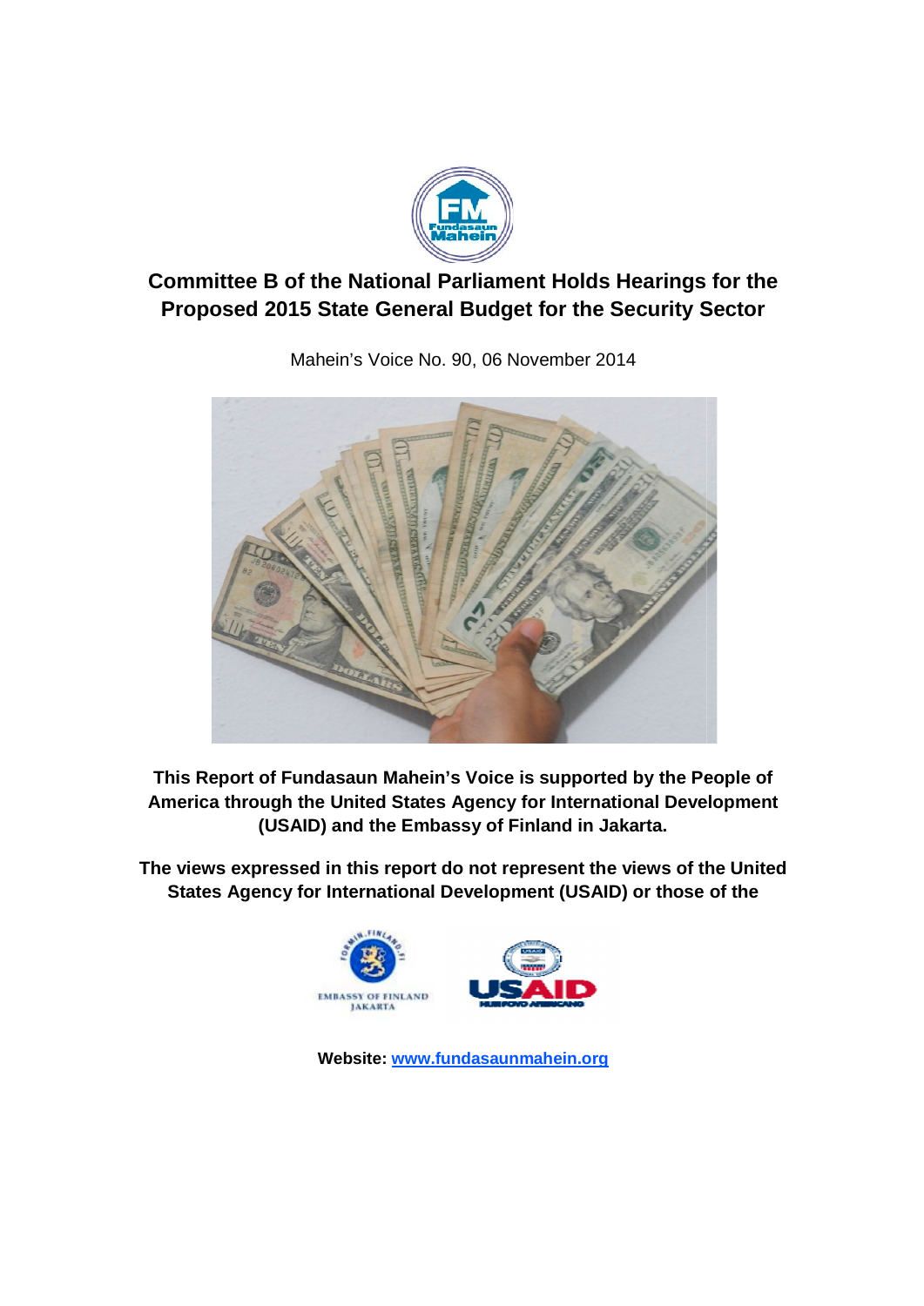# Committee B of the National Parliament Holds Hearings for the Proposed 2015 State General Budget for the Security Sector

Mahein's Voice No. 90, 06 November 2014

**This Report of Fundasaun Mahein's Voice is supported by the People of America through the United States Agency for International Development (USAID) and the Embassy of Finland in Jakarta.**

**The views expressed in this report do not represent the views of the United States Agency for International Development (USAID) or those of the**

**Website:** [www.fundasaunmahein.org](http://www.fundasaunmahein.org)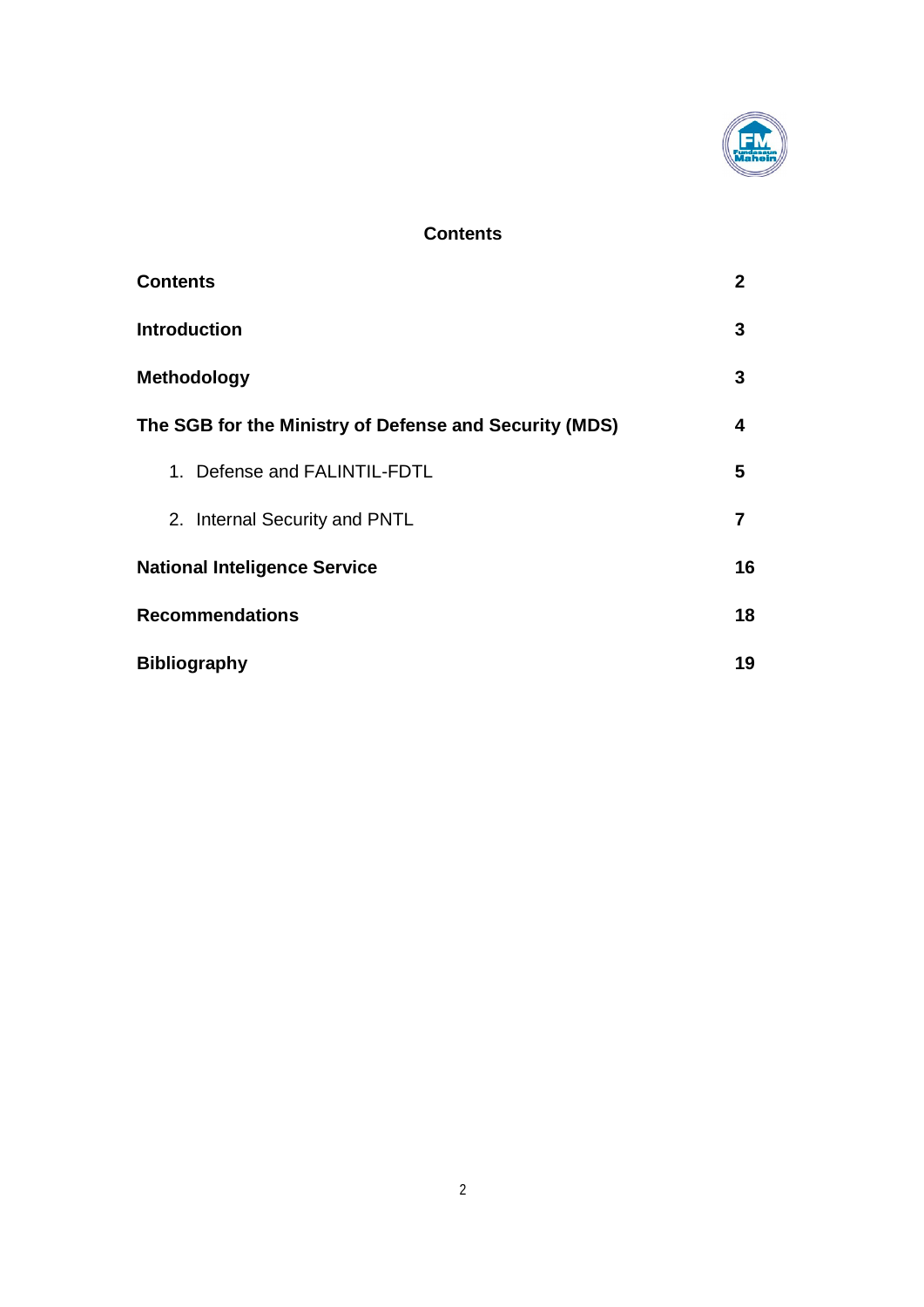# Contents

| | |
|---|---|
| **Contents** | **2** |
| **Introduction** | **3** |
| **Methodology** | **3** |
| **The SGB for the Ministry of Defense and Security (MDS)** | **4** |
| 1. Defense and FALINTIL-FDTL | **5** |
| 2. Internal Security and PNTL | **7** |
| **National Inteligence Service** | **16** |
| **Recommendations** | **18** |
| **Bibliography** | **19** |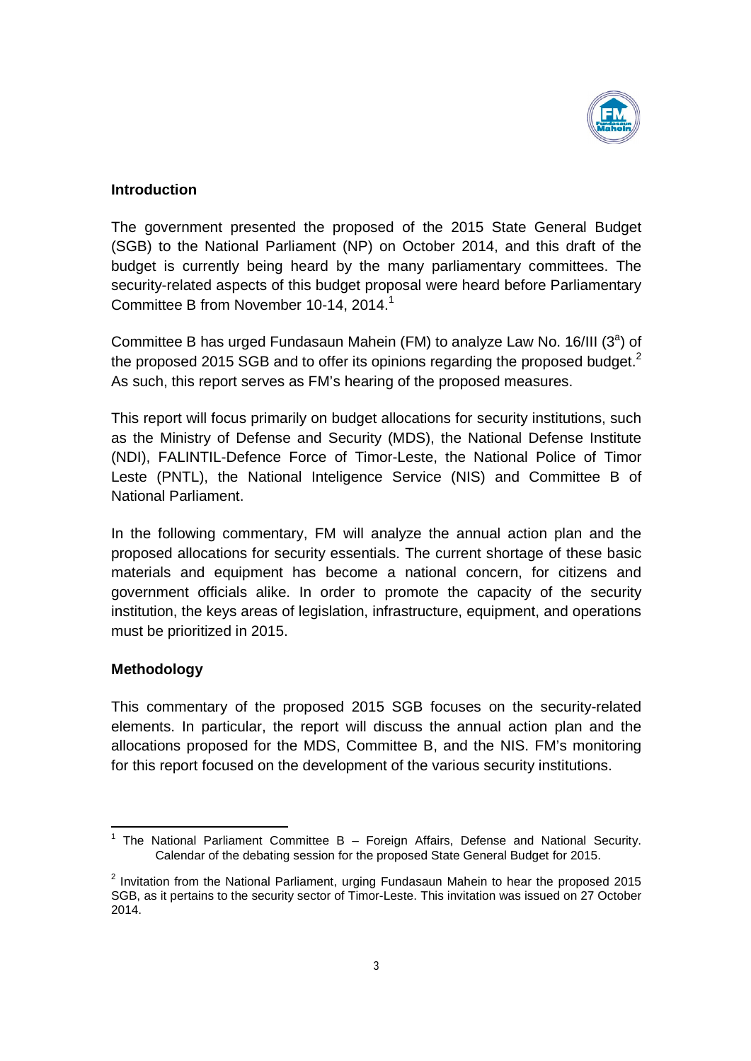## Introduction

The government presented the proposed of the 2015 State General Budget (SGB) to the National Parliament (NP) on October 2014, and this draft of the budget is currently being heard by the many parliamentary committees. The security-related aspects of this budget proposal were heard before Parliamentary Committee B from November 10-14, 2014.[1]

Committee B has urged Fundasaun Mahein (FM) to analyze Law No. 16/III (3[a]) of the proposed 2015 SGB and to offer its opinions regarding the proposed budget.[2] As such, this report serves as FM's hearing of the proposed measures.

This report will focus primarily on budget allocations for security institutions, such as the Ministry of Defense and Security (MDS), the National Defense Institute (NDI), FALINTIL-Defence Force of Timor-Leste, the National Police of Timor Leste (PNTL), the National Inteligence Service (NIS) and Committee B of National Parliament.

In the following commentary, FM will analyze the annual action plan and the proposed allocations for security essentials. The current shortage of these basic materials and equipment has become a national concern, for citizens and government officials alike. In order to promote the capacity of the security institution, the keys areas of legislation, infrastructure, equipment, and operations must be prioritized in 2015.

## Methodology

This commentary of the proposed 2015 SGB focuses on the security-related elements. In particular, the report will discuss the annual action plan and the allocations proposed for the MDS, Committee B, and the NIS. FM's monitoring for this report focused on the development of the various security institutions.

---

[1] The National Parliament Committee B – Foreign Affairs, Defense and National Security. Calendar of the debating session for the proposed State General Budget for 2015.

[2] Invitation from the National Parliament, urging Fundasaun Mahein to hear the proposed 2015 SGB, as it pertains to the security sector of Timor-Leste. This invitation was issued on 27 October 2014.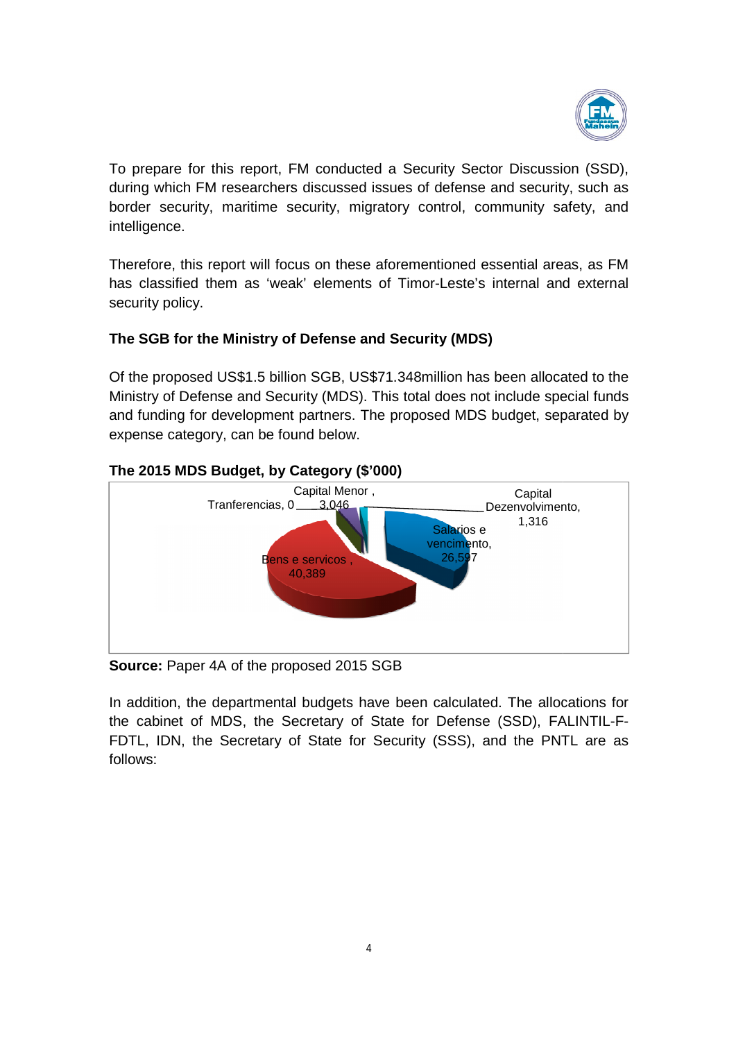To prepare for this report, FM conducted a Security Sector Discussion (SSD), during which FM researchers discussed issues of defense and security, such as border security, maritime security, migratory control, community safety, and intelligence.

Therefore, this report will focus on these aforementioned essential areas, as FM has classified them as 'weak' elements of Timor-Leste's internal and external security policy.

**The SGB for the Ministry of Defense and Security (MDS)**

Of the proposed US$1.5 billion SGB, US$71.348million has been allocated to the Ministry of Defense and Security (MDS). This total does not include special funds and funding for development partners. The proposed MDS budget, separated by expense category, can be found below.

**The 2015 MDS Budget, by Category ($'000)**

| Category | Amount |
|---|---|
| Salarios e vencimento | 26,597 |
| Bens e servicos | 40,389 |
| Tranferencias | 0 |
| Capital Menor | 3,046 |
| Capital Dezenvolvimento | 1,316 |

**Source:** Paper 4A of the proposed 2015 SGB

In addition, the departmental budgets have been calculated. The allocations for the cabinet of MDS, the Secretary of State for Defense (SSD), FALINTIL-F-FDTL, IDN, the Secretary of State for Security (SSS), and the PNTL are as follows: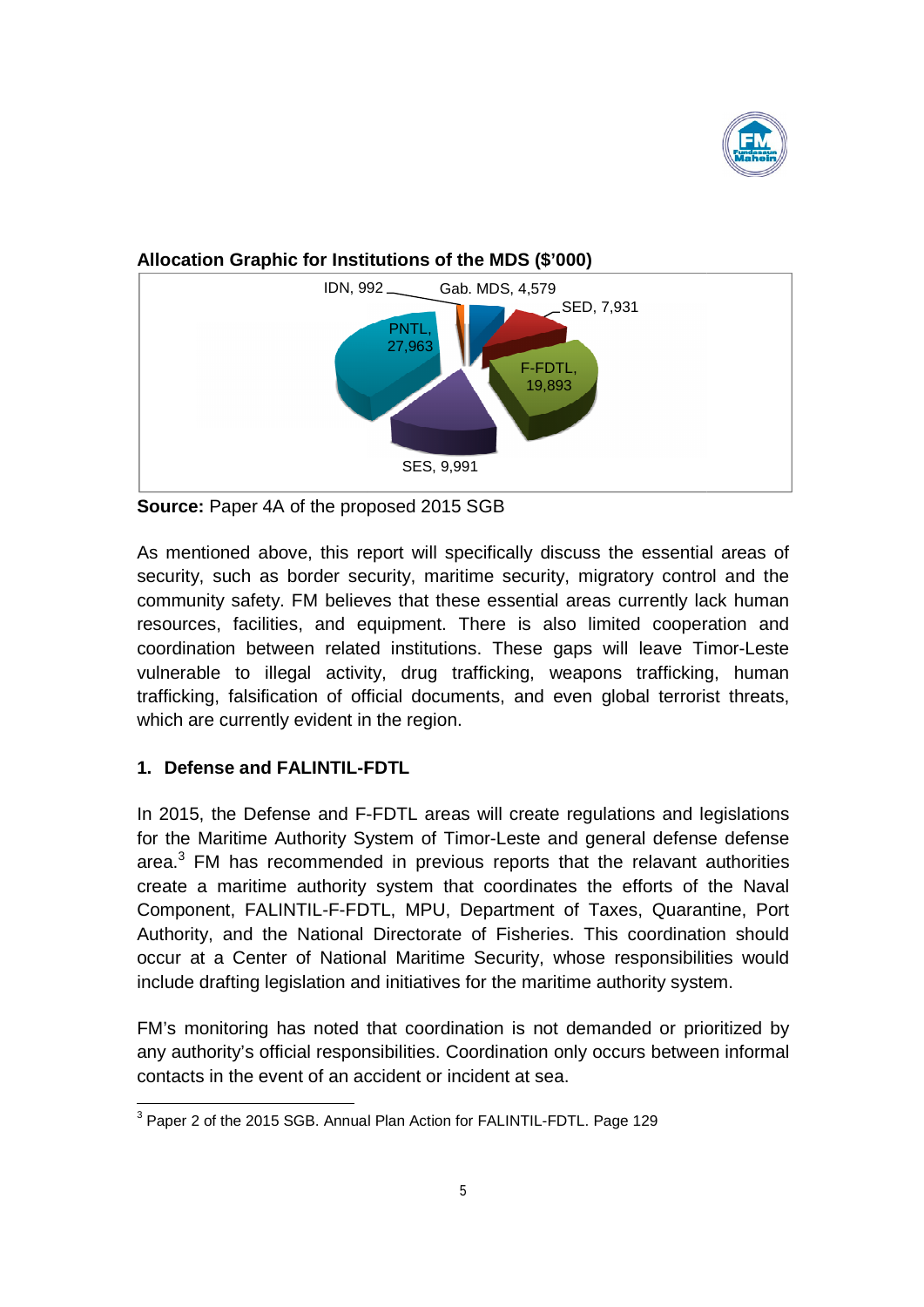**Allocation Graphic for Institutions of the MDS ($'000)**

IDN, 992
Gab. MDS, 4,579
SED, 7,931
PNTL, 27,963
F-FDTL, 19,893
SES, 9,991

**Source:** Paper 4A of the proposed 2015 SGB

As mentioned above, this report will specifically discuss the essential areas of security, such as border security, maritime security, migratory control and the community safety. FM believes that these essential areas currently lack human resources, facilities, and equipment. There is also limited cooperation and coordination between related institutions. These gaps will leave Timor-Leste vulnerable to illegal activity, drug trafficking, weapons trafficking, human trafficking, falsification of official documents, and even global terrorist threats, which are currently evident in the region.

## 1. Defense and FALINTIL-FDTL

In 2015, the Defense and F-FDTL areas will create regulations and legislations for the Maritime Authority System of Timor-Leste and general defense defense area.[3] FM has recommended in previous reports that the relavant authorities create a maritime authority system that coordinates the efforts of the Naval Component, FALINTIL-F-FDTL, MPU, Department of Taxes, Quarantine, Port Authority, and the National Directorate of Fisheries. This coordination should occur at a Center of National Maritime Security, whose responsibilities would include drafting legislation and initiatives for the maritime authority system.

FM's monitoring has noted that coordination is not demanded or prioritized by any authority's official responsibilities. Coordination only occurs between informal contacts in the event of an accident or incident at sea.

[3] Paper 2 of the 2015 SGB. Annual Plan Action for FALINTIL-FDTL. Page 129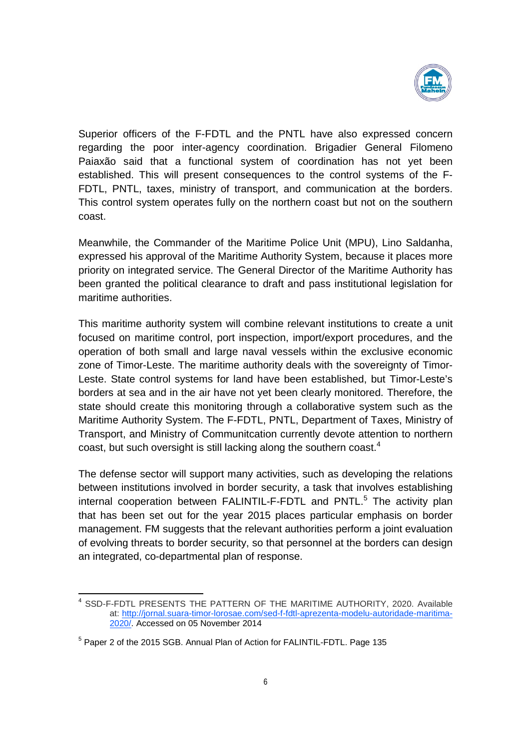Superior officers of the F-FDTL and the PNTL have also expressed concern regarding the poor inter-agency coordination. Brigadier General Filomeno Paiaxão said that a functional system of coordination has not yet been established. This will present consequences to the control systems of the F-FDTL, PNTL, taxes, ministry of transport, and communication at the borders. This control system operates fully on the northern coast but not on the southern coast.

Meanwhile, the Commander of the Maritime Police Unit (MPU), Lino Saldanha, expressed his approval of the Maritime Authority System, because it places more priority on integrated service. The General Director of the Maritime Authority has been granted the political clearance to draft and pass institutional legislation for maritime authorities.

This maritime authority system will combine relevant institutions to create a unit focused on maritime control, port inspection, import/export procedures, and the operation of both small and large naval vessels within the exclusive economic zone of Timor-Leste. The maritime authority deals with the sovereignty of Timor-Leste. State control systems for land have been established, but Timor-Leste's borders at sea and in the air have not yet been clearly monitored. Therefore, the state should create this monitoring through a collaborative system such as the Maritime Authority System. The F-FDTL, PNTL, Department of Taxes, Ministry of Transport, and Ministry of Communitcation currently devote attention to northern coast, but such oversight is still lacking along the southern coast.[4]

The defense sector will support many activities, such as developing the relations between institutions involved in border security, a task that involves establishing internal cooperation between FALINTIL-F-FDTL and PNTL.[5] The activity plan that has been set out for the year 2015 places particular emphasis on border management. FM suggests that the relevant authorities perform a joint evaluation of evolving threats to border security, so that personnel at the borders can design an integrated, co-departmental plan of response.

---

[4] SSD-F-FDTL PRESENTS THE PATTERN OF THE MARITIME AUTHORITY, 2020. Available at: http://jornal.suara-timor-lorosae.com/sed-f-fdtl-aprezenta-modelu-autoridade-maritima-2020/. Accessed on 05 November 2014

[5] Paper 2 of the 2015 SGB. Annual Plan of Action for FALINTIL-FDTL. Page 135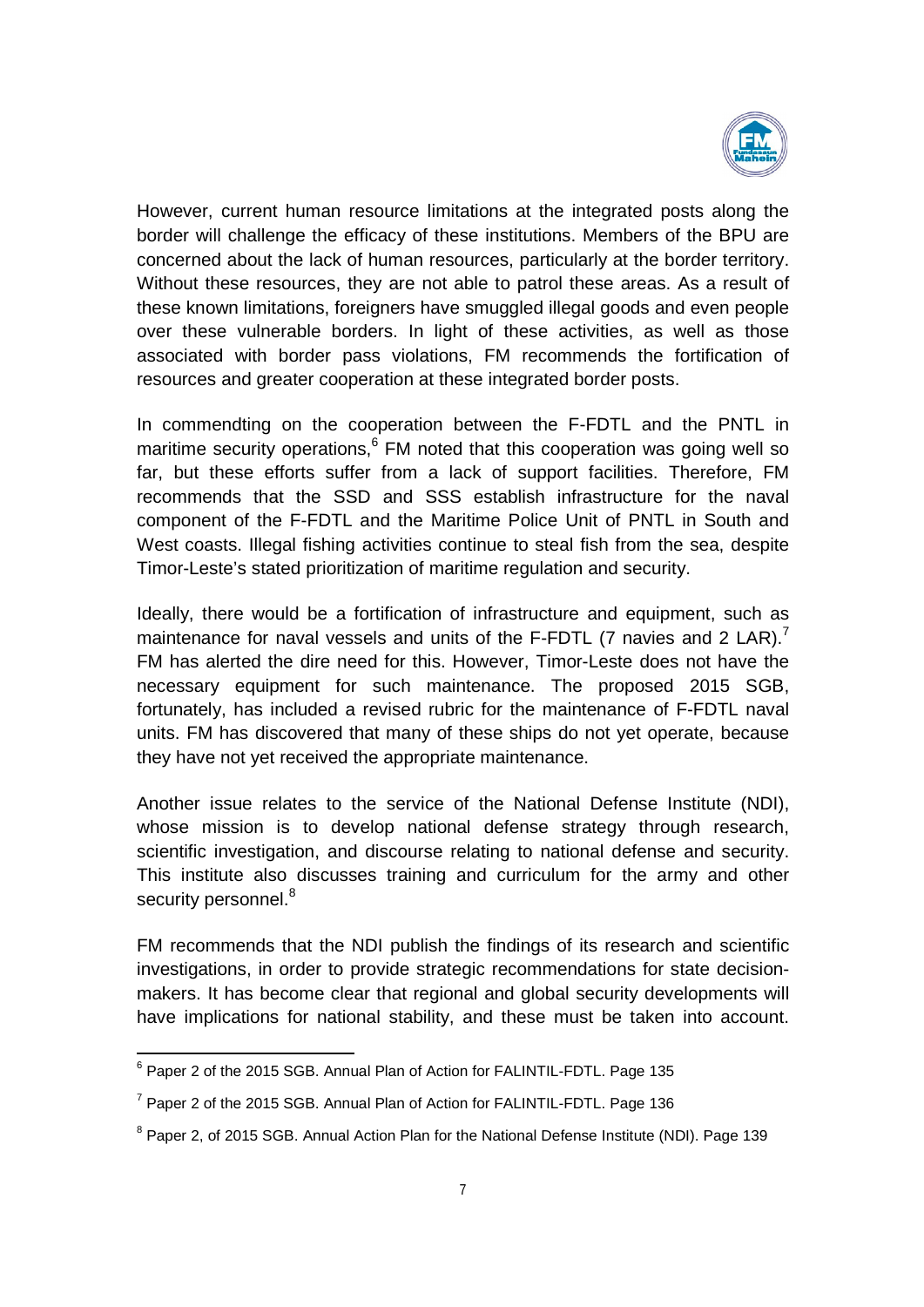However, current human resource limitations at the integrated posts along the border will challenge the efficacy of these institutions. Members of the BPU are concerned about the lack of human resources, particularly at the border territory. Without these resources, they are not able to patrol these areas. As a result of these known limitations, foreigners have smuggled illegal goods and even people over these vulnerable borders. In light of these activities, as well as those associated with border pass violations, FM recommends the fortification of resources and greater cooperation at these integrated border posts.

In commendting on the cooperation between the F-FDTL and the PNTL in maritime security operations,[6] FM noted that this cooperation was going well so far, but these efforts suffer from a lack of support facilities. Therefore, FM recommends that the SSD and SSS establish infrastructure for the naval component of the F-FDTL and the Maritime Police Unit of PNTL in South and West coasts. Illegal fishing activities continue to steal fish from the sea, despite Timor-Leste's stated prioritization of maritime regulation and security.

Ideally, there would be a fortification of infrastructure and equipment, such as maintenance for naval vessels and units of the F-FDTL (7 navies and 2 LAR).[7] FM has alerted the dire need for this. However, Timor-Leste does not have the necessary equipment for such maintenance. The proposed 2015 SGB, fortunately, has included a revised rubric for the maintenance of F-FDTL naval units. FM has discovered that many of these ships do not yet operate, because they have not yet received the appropriate maintenance.

Another issue relates to the service of the National Defense Institute (NDI), whose mission is to develop national defense strategy through research, scientific investigation, and discourse relating to national defense and security. This institute also discusses training and curriculum for the army and other security personnel.[8]

FM recommends that the NDI publish the findings of its research and scientific investigations, in order to provide strategic recommendations for state decision-makers. It has become clear that regional and global security developments will have implications for national stability, and these must be taken into account.

[6] Paper 2 of the 2015 SGB. Annual Plan of Action for FALINTIL-FDTL. Page 135

[7] Paper 2 of the 2015 SGB. Annual Plan of Action for FALINTIL-FDTL. Page 136

[8] Paper 2, of 2015 SGB. Annual Action Plan for the National Defense Institute (NDI). Page 139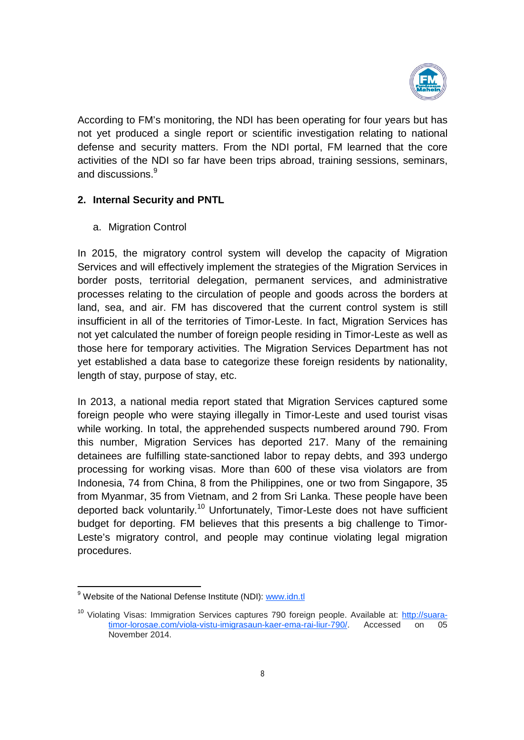According to FM's monitoring, the NDI has been operating for four years but has not yet produced a single report or scientific investigation relating to national defense and security matters. From the NDI portal, FM learned that the core activities of the NDI so far have been trips abroad, training sessions, seminars, and discussions.[9]

## 2. Internal Security and PNTL

### a. Migration Control

In 2015, the migratory control system will develop the capacity of Migration Services and will effectively implement the strategies of the Migration Services in border posts, territorial delegation, permanent services, and administrative processes relating to the circulation of people and goods across the borders at land, sea, and air. FM has discovered that the current control system is still insufficient in all of the territories of Timor-Leste. In fact, Migration Services has not yet calculated the number of foreign people residing in Timor-Leste as well as those here for temporary activities. The Migration Services Department has not yet established a data base to categorize these foreign residents by nationality, length of stay, purpose of stay, etc.

In 2013, a national media report stated that Migration Services captured some foreign people who were staying illegally in Timor-Leste and used tourist visas while working. In total, the apprehended suspects numbered around 790. From this number, Migration Services has deported 217. Many of the remaining detainees are fulfilling state-sanctioned labor to repay debts, and 393 undergo processing for working visas. More than 600 of these visa violators are from Indonesia, 74 from China, 8 from the Philippines, one or two from Singapore, 35 from Myanmar, 35 from Vietnam, and 2 from Sri Lanka. These people have been deported back voluntarily.[10] Unfortunately, Timor-Leste does not have sufficient budget for deporting. FM believes that this presents a big challenge to Timor-Leste's migratory control, and people may continue violating legal migration procedures.

---

[9] Website of the National Defense Institute (NDI): www.idn.tl

[10] Violating Visas: Immigration Services captures 790 foreign people. Available at: http://suara-timor-lorosae.com/viola-vistu-imigrasaun-kaer-ema-rai-liur-790/. Accessed on 05 November 2014.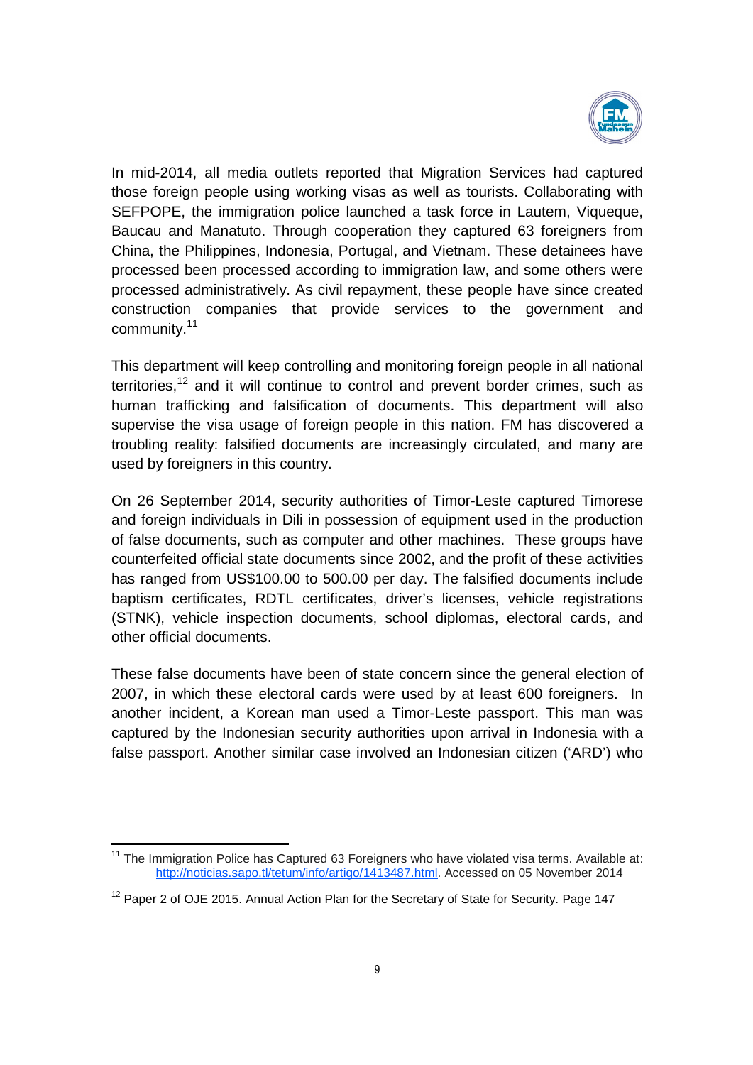In mid-2014, all media outlets reported that Migration Services had captured those foreign people using working visas as well as tourists. Collaborating with SEFPOPE, the immigration police launched a task force in Lautem, Viqueque, Baucau and Manatuto. Through cooperation they captured 63 foreigners from China, the Philippines, Indonesia, Portugal, and Vietnam. These detainees have processed been processed according to immigration law, and some others were processed administratively. As civil repayment, these people have since created construction companies that provide services to the government and community.[11]

This department will keep controlling and monitoring foreign people in all national territories,[12] and it will continue to control and prevent border crimes, such as human trafficking and falsification of documents. This department will also supervise the visa usage of foreign people in this nation. FM has discovered a troubling reality: falsified documents are increasingly circulated, and many are used by foreigners in this country.

On 26 September 2014, security authorities of Timor-Leste captured Timorese and foreign individuals in Dili in possession of equipment used in the production of false documents, such as computer and other machines. These groups have counterfeited official state documents since 2002, and the profit of these activities has ranged from US$100.00 to 500.00 per day. The falsified documents include baptism certificates, RDTL certificates, driver's licenses, vehicle registrations (STNK), vehicle inspection documents, school diplomas, electoral cards, and other official documents.

These false documents have been of state concern since the general election of 2007, in which these electoral cards were used by at least 600 foreigners. In another incident, a Korean man used a Timor-Leste passport. This man was captured by the Indonesian security authorities upon arrival in Indonesia with a false passport. Another similar case involved an Indonesian citizen ('ARD') who

---

[11] The Immigration Police has Captured 63 Foreigners who have violated visa terms. Available at: http://noticias.sapo.tl/tetum/info/artigo/1413487.html. Accessed on 05 November 2014

[12] Paper 2 of OJE 2015. Annual Action Plan for the Secretary of State for Security. Page 147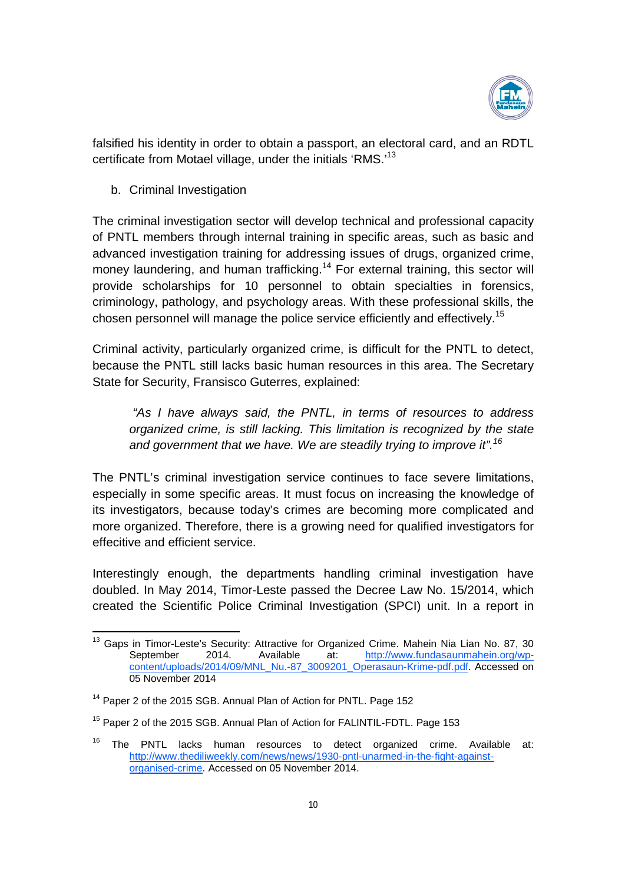falsified his identity in order to obtain a passport, an electoral card, and an RDTL certificate from Motael village, under the initials 'RMS.'[13]

b. Criminal Investigation

The criminal investigation sector will develop technical and professional capacity of PNTL members through internal training in specific areas, such as basic and advanced investigation training for addressing issues of drugs, organized crime, money laundering, and human trafficking.[14] For external training, this sector will provide scholarships for 10 personnel to obtain specialties in forensics, criminology, pathology, and psychology areas. With these professional skills, the chosen personnel will manage the police service efficiently and effectively.[15]

Criminal activity, particularly organized crime, is difficult for the PNTL to detect, because the PNTL still lacks basic human resources in this area. The Secretary State for Security, Fransisco Guterres, explained:

> *"As I have always said, the PNTL, in terms of resources to address organized crime, is still lacking. This limitation is recognized by the state and government that we have. We are steadily trying to improve it".*[16]

The PNTL's criminal investigation service continues to face severe limitations, especially in some specific areas. It must focus on increasing the knowledge of its investigators, because today's crimes are becoming more complicated and more organized. Therefore, there is a growing need for qualified investigators for effecitive and efficient service.

Interestingly enough, the departments handling criminal investigation have doubled. In May 2014, Timor-Leste passed the Decree Law No. 15/2014, which created the Scientific Police Criminal Investigation (SPCI) unit. In a report in

---

[13] Gaps in Timor-Leste's Security: Attractive for Organized Crime. Mahein Nia Lian No. 87, 30 September 2014. Available at: http://www.fundasaunmahein.org/wp-content/uploads/2014/09/MNL_Nu.-87_3009201_Operasaun-Krime-pdf.pdf. Accessed on 05 November 2014

[14] Paper 2 of the 2015 SGB. Annual Plan of Action for PNTL. Page 152

[15] Paper 2 of the 2015 SGB. Annual Plan of Action for FALINTIL-FDTL. Page 153

[16] The PNTL lacks human resources to detect organized crime. Available at: http://www.thediliweekly.com/news/news/1930-pntl-unarmed-in-the-fight-against-organised-crime. Accessed on 05 November 2014.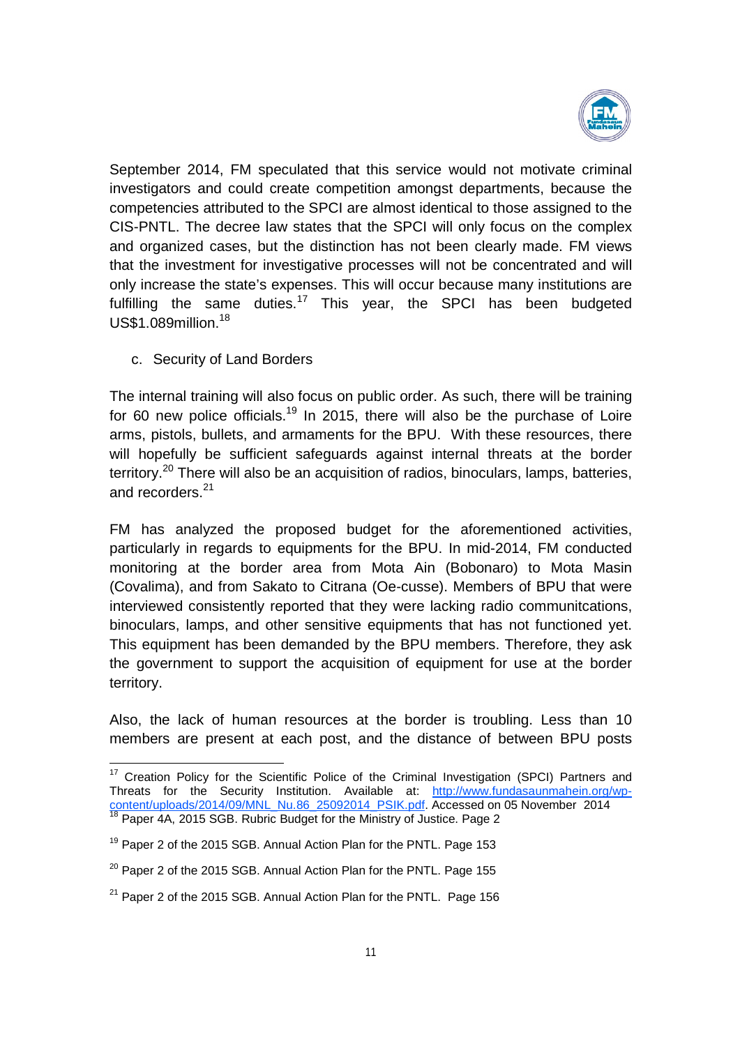September 2014, FM speculated that this service would not motivate criminal investigators and could create competition amongst departments, because the competencies attributed to the SPCI are almost identical to those assigned to the CIS-PNTL. The decree law states that the SPCI will only focus on the complex and organized cases, but the distinction has not been clearly made. FM views that the investment for investigative processes will not be concentrated and will only increase the state's expenses. This will occur because many institutions are fulfilling the same duties.[17] This year, the SPCI has been budgeted US$1.089million.[18]

c. Security of Land Borders

The internal training will also focus on public order. As such, there will be training for 60 new police officials.[19] In 2015, there will also be the purchase of Loire arms, pistols, bullets, and armaments for the BPU. With these resources, there will hopefully be sufficient safeguards against internal threats at the border territory.[20] There will also be an acquisition of radios, binoculars, lamps, batteries, and recorders.[21]

FM has analyzed the proposed budget for the aforementioned activities, particularly in regards to equipments for the BPU. In mid-2014, FM conducted monitoring at the border area from Mota Ain (Bobonaro) to Mota Masin (Covalima), and from Sakato to Citrana (Oe-cusse). Members of BPU that were interviewed consistently reported that they were lacking radio communitcations, binoculars, lamps, and other sensitive equipments that has not functioned yet. This equipment has been demanded by the BPU members. Therefore, they ask the government to support the acquisition of equipment for use at the border territory.

Also, the lack of human resources at the border is troubling. Less than 10 members are present at each post, and the distance of between BPU posts

---

[17] Creation Policy for the Scientific Police of the Criminal Investigation (SPCI) Partners and Threats for the Security Institution. Available at: http://www.fundasaunmahein.org/wp-content/uploads/2014/09/MNL_Nu.86_25092014_PSIK.pdf. Accessed on 05 November 2014

[18] Paper 4A, 2015 SGB. Rubric Budget for the Ministry of Justice. Page 2

[19] Paper 2 of the 2015 SGB. Annual Action Plan for the PNTL. Page 153

[20] Paper 2 of the 2015 SGB. Annual Action Plan for the PNTL. Page 155

[21] Paper 2 of the 2015 SGB. Annual Action Plan for the PNTL. Page 156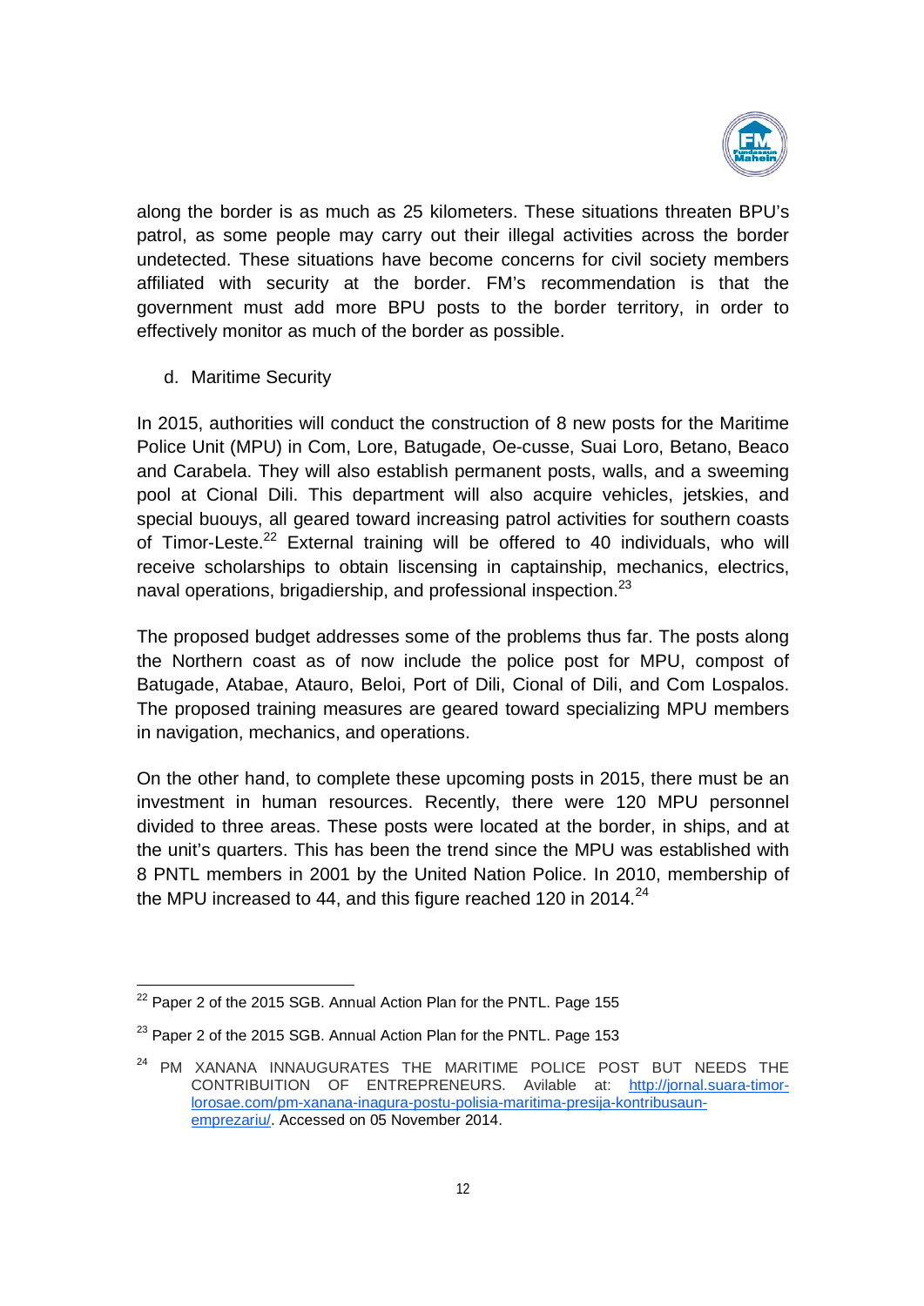along the border is as much as 25 kilometers. These situations threaten BPU's patrol, as some people may carry out their illegal activities across the border undetected. These situations have become concerns for civil society members affiliated with security at the border. FM's recommendation is that the government must add more BPU posts to the border territory, in order to effectively monitor as much of the border as possible.

d. Maritime Security

In 2015, authorities will conduct the construction of 8 new posts for the Maritime Police Unit (MPU) in Com, Lore, Batugade, Oe-cusse, Suai Loro, Betano, Beaco and Carabela. They will also establish permanent posts, walls, and a sweeming pool at Cional Dili. This department will also acquire vehicles, jetskies, and special buouys, all geared toward increasing patrol activities for southern coasts of Timor-Leste.[22] External training will be offered to 40 individuals, who will receive scholarships to obtain liscensing in captainship, mechanics, electrics, naval operations, brigadiership, and professional inspection.[23]

The proposed budget addresses some of the problems thus far. The posts along the Northern coast as of now include the police post for MPU, compost of Batugade, Atabae, Atauro, Beloi, Port of Dili, Cional of Dili, and Com Lospalos. The proposed training measures are geared toward specializing MPU members in navigation, mechanics, and operations.

On the other hand, to complete these upcoming posts in 2015, there must be an investment in human resources. Recently, there were 120 MPU personnel divided to three areas. These posts were located at the border, in ships, and at the unit's quarters. This has been the trend since the MPU was established with 8 PNTL members in 2001 by the United Nation Police. In 2010, membership of the MPU increased to 44, and this figure reached 120 in 2014.[24]

---

[22] Paper 2 of the 2015 SGB. Annual Action Plan for the PNTL. Page 155

[23] Paper 2 of the 2015 SGB. Annual Action Plan for the PNTL. Page 153

[24] PM XANANA INNAUGURATES THE MARITIME POLICE POST BUT NEEDS THE CONTRIBUITION OF ENTREPRENEURS. Avilable at: http://jornal.suara-timor-lorosae.com/pm-xanana-inagura-postu-polisia-maritima-presija-kontribusaun-emprezariu/. Accessed on 05 November 2014.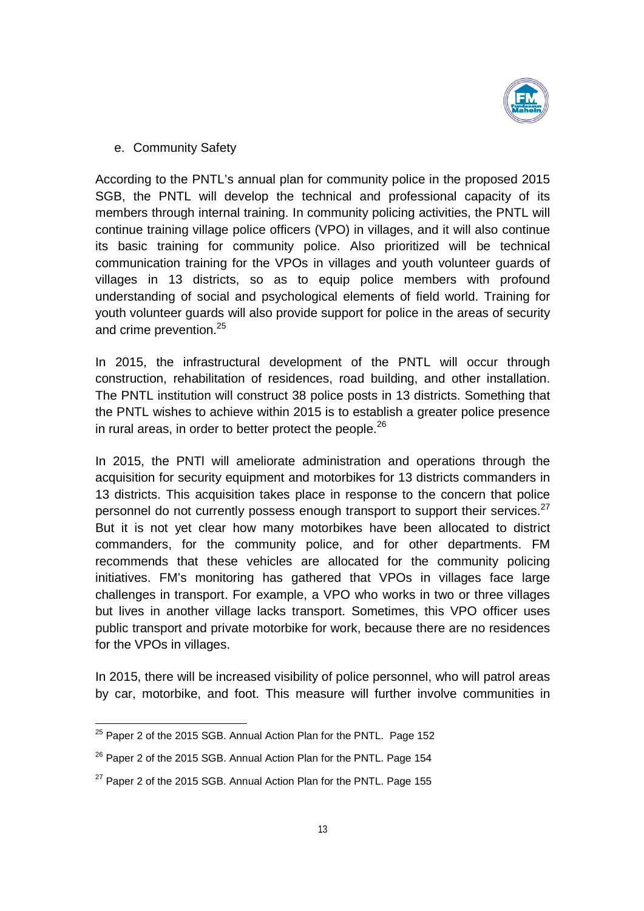e. Community Safety

According to the PNTL's annual plan for community police in the proposed 2015 SGB, the PNTL will develop the technical and professional capacity of its members through internal training. In community policing activities, the PNTL will continue training village police officers (VPO) in villages, and it will also continue its basic training for community police. Also prioritized will be technical communication training for the VPOs in villages and youth volunteer guards of villages in 13 districts, so as to equip police members with profound understanding of social and psychological elements of field world. Training for youth volunteer guards will also provide support for police in the areas of security and crime prevention.[25]

In 2015, the infrastructural development of the PNTL will occur through construction, rehabilitation of residences, road building, and other installation. The PNTL institution will construct 38 police posts in 13 districts. Something that the PNTL wishes to achieve within 2015 is to establish a greater police presence in rural areas, in order to better protect the people.[26]

In 2015, the PNTl will ameliorate administration and operations through the acquisition for security equipment and motorbikes for 13 districts commanders in 13 districts. This acquisition takes place in response to the concern that police personnel do not currently possess enough transport to support their services.[27] But it is not yet clear how many motorbikes have been allocated to district commanders, for the community police, and for other departments. FM recommends that these vehicles are allocated for the community policing initiatives. FM's monitoring has gathered that VPOs in villages face large challenges in transport. For example, a VPO who works in two or three villages but lives in another village lacks transport. Sometimes, this VPO officer uses public transport and private motorbike for work, because there are no residences for the VPOs in villages.

In 2015, there will be increased visibility of police personnel, who will patrol areas by car, motorbike, and foot. This measure will further involve communities in

[25] Paper 2 of the 2015 SGB. Annual Action Plan for the PNTL. Page 152

[26] Paper 2 of the 2015 SGB. Annual Action Plan for the PNTL. Page 154

[27] Paper 2 of the 2015 SGB. Annual Action Plan for the PNTL. Page 155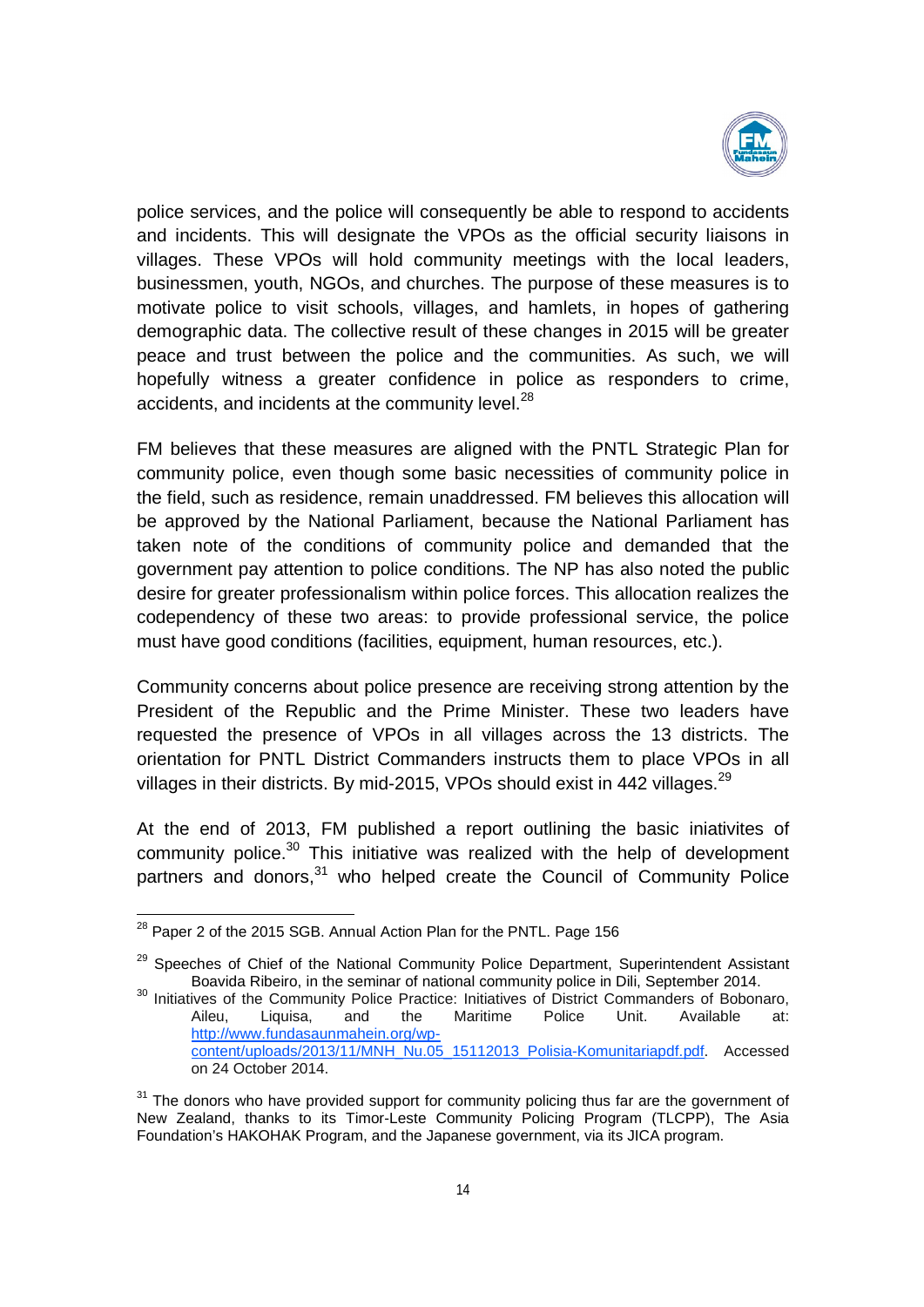police services, and the police will consequently be able to respond to accidents and incidents. This will designate the VPOs as the official security liaisons in villages. These VPOs will hold community meetings with the local leaders, businessmen, youth, NGOs, and churches. The purpose of these measures is to motivate police to visit schools, villages, and hamlets, in hopes of gathering demographic data. The collective result of these changes in 2015 will be greater peace and trust between the police and the communities. As such, we will hopefully witness a greater confidence in police as responders to crime, accidents, and incidents at the community level.[28]

FM believes that these measures are aligned with the PNTL Strategic Plan for community police, even though some basic necessities of community police in the field, such as residence, remain unaddressed. FM believes this allocation will be approved by the National Parliament, because the National Parliament has taken note of the conditions of community police and demanded that the government pay attention to police conditions. The NP has also noted the public desire for greater professionalism within police forces. This allocation realizes the codependency of these two areas: to provide professional service, the police must have good conditions (facilities, equipment, human resources, etc.).

Community concerns about police presence are receiving strong attention by the President of the Republic and the Prime Minister. These two leaders have requested the presence of VPOs in all villages across the 13 districts. The orientation for PNTL District Commanders instructs them to place VPOs in all villages in their districts. By mid-2015, VPOs should exist in 442 villages.[29]

At the end of 2013, FM published a report outlining the basic iniativites of community police.[30] This initiative was realized with the help of development partners and donors,[31] who helped create the Council of Community Police

---

[28] Paper 2 of the 2015 SGB. Annual Action Plan for the PNTL. Page 156

[29] Speeches of Chief of the National Community Police Department, Superintendent Assistant Boavida Ribeiro, in the seminar of national community police in Dili, September 2014.

[30] Initiatives of the Community Police Practice: Initiatives of District Commanders of Bobonaro, Aileu, Liquisa, and the Maritime Police Unit. Available at: http://www.fundasaunmahein.org/wp-content/uploads/2013/11/MNH_Nu.05_15112013_Polisia-Komunitariapdf.pdf. Accessed on 24 October 2014.

[31] The donors who have provided support for community policing thus far are the government of New Zealand, thanks to its Timor-Leste Community Policing Program (TLCPP), The Asia Foundation's HAKOHAK Program, and the Japanese government, via its JICA program.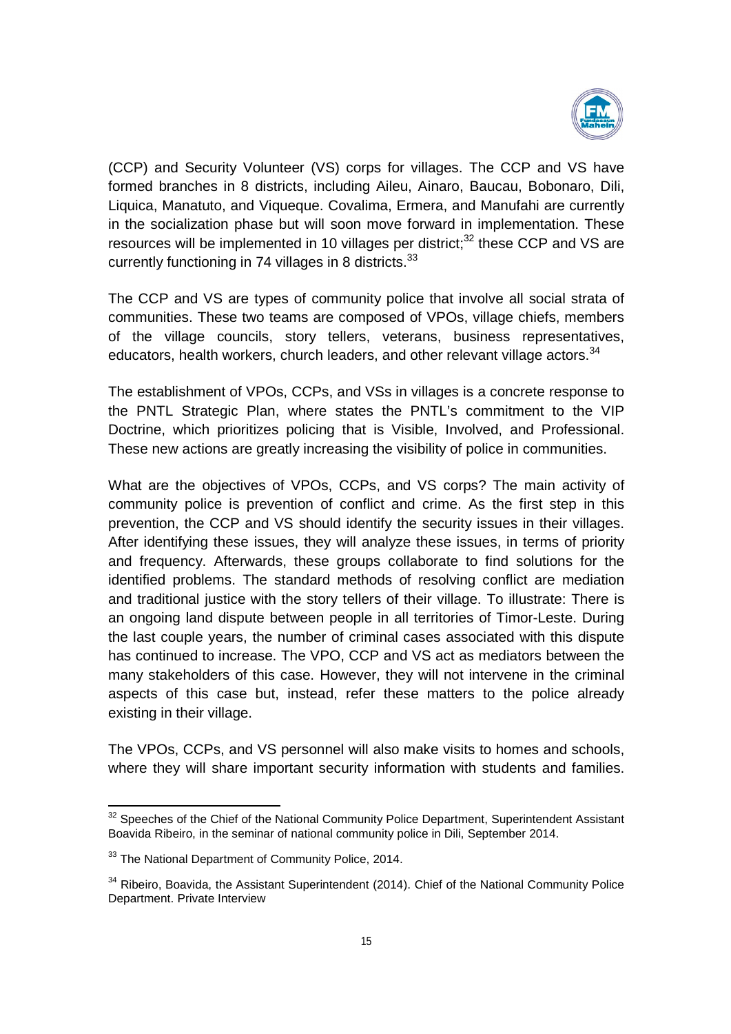(CCP) and Security Volunteer (VS) corps for villages. The CCP and VS have formed branches in 8 districts, including Aileu, Ainaro, Baucau, Bobonaro, Dili, Liquica, Manatuto, and Viqueque. Covalima, Ermera, and Manufahi are currently in the socialization phase but will soon move forward in implementation. These resources will be implemented in 10 villages per district;[32] these CCP and VS are currently functioning in 74 villages in 8 districts.[33]

The CCP and VS are types of community police that involve all social strata of communities. These two teams are composed of VPOs, village chiefs, members of the village councils, story tellers, veterans, business representatives, educators, health workers, church leaders, and other relevant village actors.[34]

The establishment of VPOs, CCPs, and VSs in villages is a concrete response to the PNTL Strategic Plan, where states the PNTL's commitment to the VIP Doctrine, which prioritizes policing that is Visible, Involved, and Professional. These new actions are greatly increasing the visibility of police in communities.

What are the objectives of VPOs, CCPs, and VS corps? The main activity of community police is prevention of conflict and crime. As the first step in this prevention, the CCP and VS should identify the security issues in their villages. After identifying these issues, they will analyze these issues, in terms of priority and frequency. Afterwards, these groups collaborate to find solutions for the identified problems. The standard methods of resolving conflict are mediation and traditional justice with the story tellers of their village. To illustrate: There is an ongoing land dispute between people in all territories of Timor-Leste. During the last couple years, the number of criminal cases associated with this dispute has continued to increase. The VPO, CCP and VS act as mediators between the many stakeholders of this case. However, they will not intervene in the criminal aspects of this case but, instead, refer these matters to the police already existing in their village.

The VPOs, CCPs, and VS personnel will also make visits to homes and schools, where they will share important security information with students and families.

---

[32] Speeches of the Chief of the National Community Police Department, Superintendent Assistant Boavida Ribeiro, in the seminar of national community police in Dili, September 2014.

[33] The National Department of Community Police, 2014.

[34] Ribeiro, Boavida, the Assistant Superintendent (2014). Chief of the National Community Police Department. Private Interview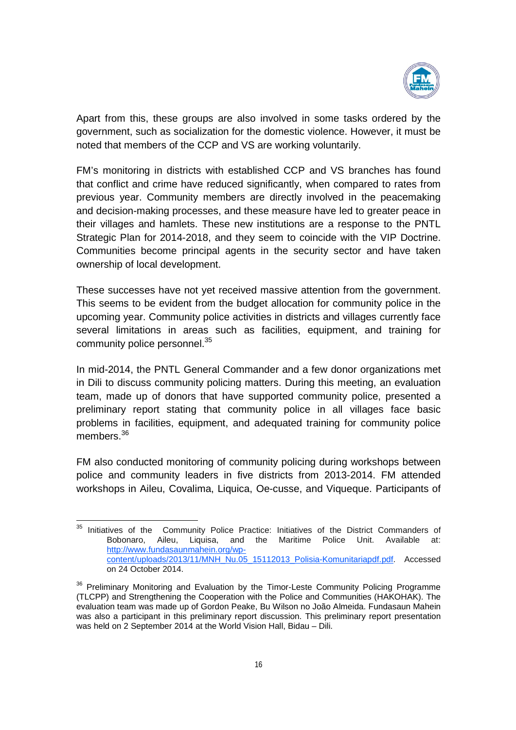Apart from this, these groups are also involved in some tasks ordered by the government, such as socialization for the domestic violence. However, it must be noted that members of the CCP and VS are working voluntarily.

FM's monitoring in districts with established CCP and VS branches has found that conflict and crime have reduced significantly, when compared to rates from previous year. Community members are directly involved in the peacemaking and decision-making processes, and these measure have led to greater peace in their villages and hamlets. These new institutions are a response to the PNTL Strategic Plan for 2014-2018, and they seem to coincide with the VIP Doctrine. Communities become principal agents in the security sector and have taken ownership of local development.

These successes have not yet received massive attention from the government. This seems to be evident from the budget allocation for community police in the upcoming year. Community police activities in districts and villages currently face several limitations in areas such as facilities, equipment, and training for community police personnel.[35]

In mid-2014, the PNTL General Commander and a few donor organizations met in Dili to discuss community policing matters. During this meeting, an evaluation team, made up of donors that have supported community police, presented a preliminary report stating that community police in all villages face basic problems in facilities, equipment, and adequated training for community police members.[36]

FM also conducted monitoring of community policing during workshops between police and community leaders in five districts from 2013-2014. FM attended workshops in Aileu, Covalima, Liquica, Oe-cusse, and Viqueque. Participants of

---

[35] Initiatives of the Community Police Practice: Initiatives of the District Commanders of Bobonaro, Aileu, Liquisa, and the Maritime Police Unit. Available at: http://www.fundasaunmahein.org/wp-content/uploads/2013/11/MNH_Nu.05_15112013_Polisia-Komunitariapdf.pdf. Accessed on 24 October 2014.

[36] Preliminary Monitoring and Evaluation by the Timor-Leste Community Policing Programme (TLCPP) and Strengthening the Cooperation with the Police and Communities (HAKOHAK). The evaluation team was made up of Gordon Peake, Bu Wilson no João Almeida. Fundasaun Mahein was also a participant in this preliminary report discussion. This preliminary report presentation was held on 2 September 2014 at the World Vision Hall, Bidau – Dili.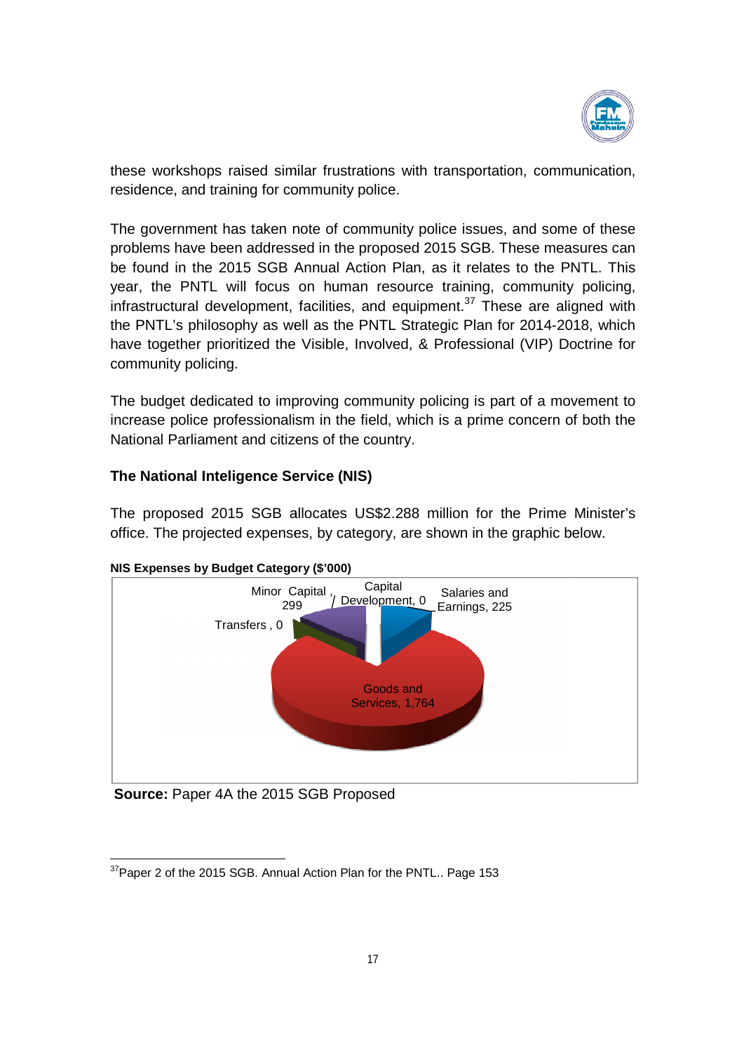these workshops raised similar frustrations with transportation, communication, residence, and training for community police.

The government has taken note of community police issues, and some of these problems have been addressed in the proposed 2015 SGB. These measures can be found in the 2015 SGB Annual Action Plan, as it relates to the PNTL. This year, the PNTL will focus on human resource training, community policing, infrastructural development, facilities, and equipment.[37] These are aligned with the PNTL's philosophy as well as the PNTL Strategic Plan for 2014-2018, which have together prioritized the Visible, Involved, & Professional (VIP) Doctrine for community policing.

The budget dedicated to improving community policing is part of a movement to increase police professionalism in the field, which is a prime concern of both the National Parliament and citizens of the country.

### The National Inteligence Service (NIS)

The proposed 2015 SGB allocates US$2.288 million for the Prime Minister's office. The projected expenses, by category, are shown in the graphic below.

**NIS Expenses by Budget Category ($'000)**

| Category | Amount ($'000) |
|---|---|
| Salaries and Earnings | 225 |
| Goods and Services | 1,764 |
| Minor Capital | 299 |
| Transfers | 0 |
| Capital Development | 0 |

**Source:** Paper 4A the 2015 SGB Proposed

[37] Paper 2 of the 2015 SGB. Annual Action Plan for the PNTL.. Page 153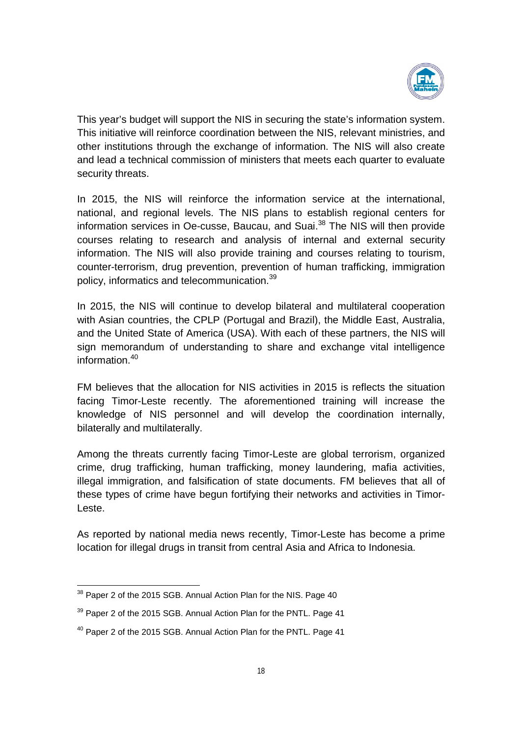This year's budget will support the NIS in securing the state's information system. This initiative will reinforce coordination between the NIS, relevant ministries, and other institutions through the exchange of information. The NIS will also create and lead a technical commission of ministers that meets each quarter to evaluate security threats.

In 2015, the NIS will reinforce the information service at the international, national, and regional levels. The NIS plans to establish regional centers for information services in Oe-cusse, Baucau, and Suai.[38] The NIS will then provide courses relating to research and analysis of internal and external security information. The NIS will also provide training and courses relating to tourism, counter-terrorism, drug prevention, prevention of human trafficking, immigration policy, informatics and telecommunication.[39]

In 2015, the NIS will continue to develop bilateral and multilateral cooperation with Asian countries, the CPLP (Portugal and Brazil), the Middle East, Australia, and the United State of America (USA). With each of these partners, the NIS will sign memorandum of understanding to share and exchange vital intelligence information.[40]

FM believes that the allocation for NIS activities in 2015 is reflects the situation facing Timor-Leste recently. The aforementioned training will increase the knowledge of NIS personnel and will develop the coordination internally, bilaterally and multilaterally.

Among the threats currently facing Timor-Leste are global terrorism, organized crime, drug trafficking, human trafficking, money laundering, mafia activities, illegal immigration, and falsification of state documents. FM believes that all of these types of crime have begun fortifying their networks and activities in Timor-Leste.

As reported by national media news recently, Timor-Leste has become a prime location for illegal drugs in transit from central Asia and Africa to Indonesia.

---

[38] Paper 2 of the 2015 SGB. Annual Action Plan for the NIS. Page 40

[39] Paper 2 of the 2015 SGB. Annual Action Plan for the PNTL. Page 41

[40] Paper 2 of the 2015 SGB. Annual Action Plan for the PNTL. Page 41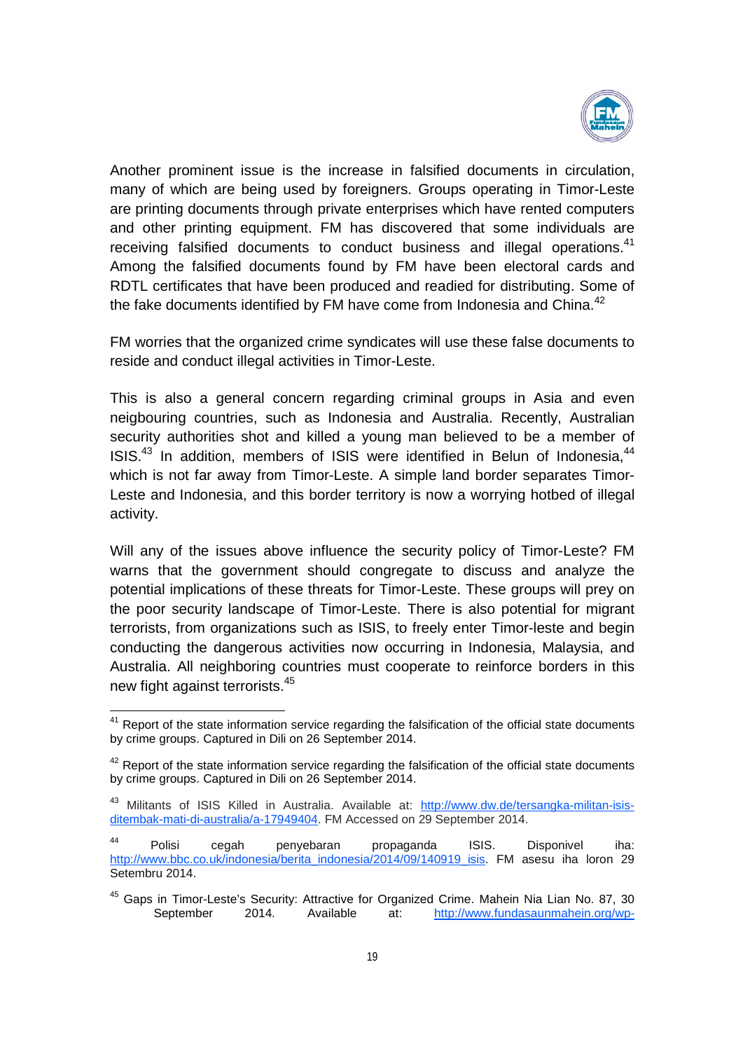Another prominent issue is the increase in falsified documents in circulation, many of which are being used by foreigners. Groups operating in Timor-Leste are printing documents through private enterprises which have rented computers and other printing equipment. FM has discovered that some individuals are receiving falsified documents to conduct business and illegal operations.[41] Among the falsified documents found by FM have been electoral cards and RDTL certificates that have been produced and readied for distributing. Some of the fake documents identified by FM have come from Indonesia and China.[42]

FM worries that the organized crime syndicates will use these false documents to reside and conduct illegal activities in Timor-Leste.

This is also a general concern regarding criminal groups in Asia and even neigbouring countries, such as Indonesia and Australia. Recently, Australian security authorities shot and killed a young man believed to be a member of ISIS.[43] In addition, members of ISIS were identified in Belun of Indonesia,[44] which is not far away from Timor-Leste. A simple land border separates Timor-Leste and Indonesia, and this border territory is now a worrying hotbed of illegal activity.

Will any of the issues above influence the security policy of Timor-Leste? FM warns that the government should congregate to discuss and analyze the potential implications of these threats for Timor-Leste. These groups will prey on the poor security landscape of Timor-Leste. There is also potential for migrant terrorists, from organizations such as ISIS, to freely enter Timor-leste and begin conducting the dangerous activities now occurring in Indonesia, Malaysia, and Australia. All neighboring countries must cooperate to reinforce borders in this new fight against terrorists.[45]

---

[41] Report of the state information service regarding the falsification of the official state documents by crime groups. Captured in Dili on 26 September 2014.

[42] Report of the state information service regarding the falsification of the official state documents by crime groups. Captured in Dili on 26 September 2014.

[43] Militants of ISIS Killed in Australia. Available at: http://www.dw.de/tersangka-militan-isis-ditembak-mati-di-australia/a-17949404. FM Accessed on 29 September 2014.

[44] Polisi cegah penyebaran propaganda ISIS. Disponivel iha: http://www.bbc.co.uk/indonesia/berita_indonesia/2014/09/140919_isis. FM asesu iha loron 29 Setembru 2014.

[45] Gaps in Timor-Leste's Security: Attractive for Organized Crime. Mahein Nia Lian No. 87, 30 September 2014. Available at: http://www.fundasaunmahein.org/wp-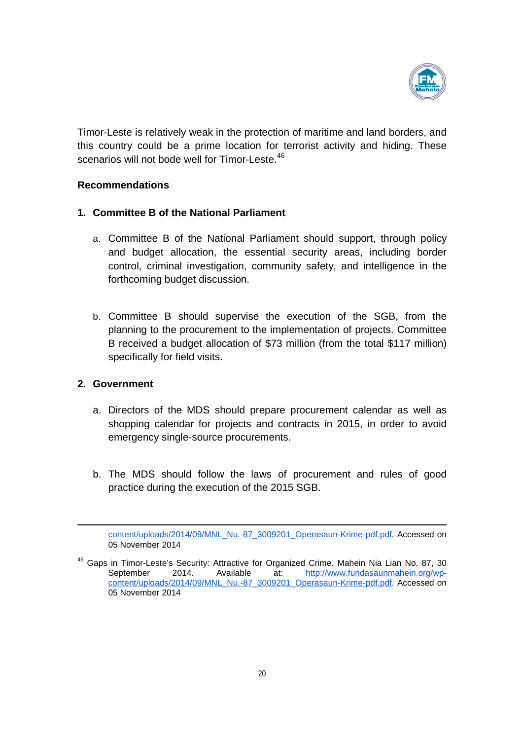Timor-Leste is relatively weak in the protection of maritime and land borders, and this country could be a prime location for terrorist activity and hiding. These scenarios will not bode well for Timor-Leste.[46]

**Recommendations**

**1. Committee B of the National Parliament**

a. Committee B of the National Parliament should support, through policy and budget allocation, the essential security areas, including border control, criminal investigation, community safety, and intelligence in the forthcoming budget discussion.

b. Committee B should supervise the execution of the SGB, from the planning to the procurement to the implementation of projects. Committee B received a budget allocation of $73 million (from the total $117 million) specifically for field visits.

**2. Government**

a. Directors of the MDS should prepare procurement calendar as well as shopping calendar for projects and contracts in 2015, in order to avoid emergency single-source procurements.

b. The MDS should follow the laws of procurement and rules of good practice during the execution of the 2015 SGB.

---

content/uploads/2014/09/MNL_Nu.-87_3009201_Operasaun-Krime-pdf.pdf. Accessed on 05 November 2014

[46] Gaps in Timor-Leste's Security: Attractive for Organized Crime. Mahein Nia Lian No. 87, 30 September 2014. Available at: http://www.fundasaunmahein.org/wp-content/uploads/2014/09/MNL_Nu.-87_3009201_Operasaun-Krime-pdf.pdf. Accessed on 05 November 2014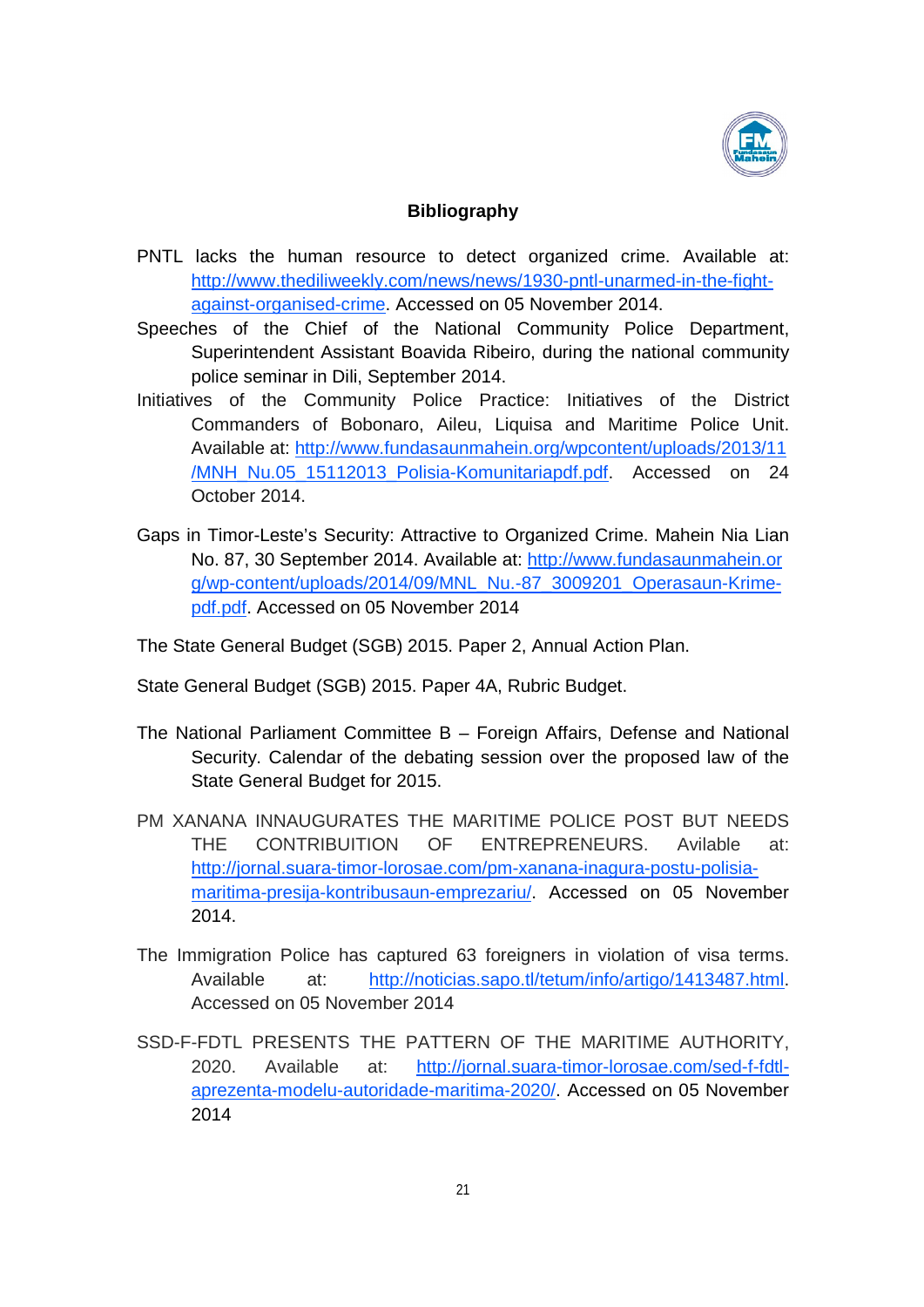## Bibliography

PNTL lacks the human resource to detect organized crime. Available at: http://www.thediliweekly.com/news/news/1930-pntl-unarmed-in-the-fight-against-organised-crime. Accessed on 05 November 2014.

Speeches of the Chief of the National Community Police Department, Superintendent Assistant Boavida Ribeiro, during the national community police seminar in Dili, September 2014.

Initiatives of the Community Police Practice: Initiatives of the District Commanders of Bobonaro, Aileu, Liquisa and Maritime Police Unit. Available at: http://www.fundasaunmahein.org/wpcontent/uploads/2013/11/MNH_Nu.05_15112013_Polisia-Komunitariapdf.pdf. Accessed on 24 October 2014.

Gaps in Timor-Leste's Security: Attractive to Organized Crime. Mahein Nia Lian No. 87, 30 September 2014. Available at: http://www.fundasaunmahein.org/wp-content/uploads/2014/09/MNL_Nu.-87_3009201_Operasaun-Krime-pdf.pdf. Accessed on 05 November 2014

The State General Budget (SGB) 2015. Paper 2, Annual Action Plan.

State General Budget (SGB) 2015. Paper 4A, Rubric Budget.

The National Parliament Committee B – Foreign Affairs, Defense and National Security. Calendar of the debating session over the proposed law of the State General Budget for 2015.

PM XANANA INNAUGURATES THE MARITIME POLICE POST BUT NEEDS THE CONTRIBUITION OF ENTREPRENEURS. Avilable at: http://jornal.suara-timor-lorosae.com/pm-xanana-inagura-postu-polisia-maritima-presija-kontribusaun-emprezariu/. Accessed on 05 November 2014.

The Immigration Police has captured 63 foreigners in violation of visa terms. Available at: http://noticias.sapo.tl/tetum/info/artigo/1413487.html. Accessed on 05 November 2014

SSD-F-FDTL PRESENTS THE PATTERN OF THE MARITIME AUTHORITY, 2020. Available at: http://jornal.suara-timor-lorosae.com/sed-f-fdtl-aprezenta-modelu-autoridade-maritima-2020/. Accessed on 05 November 2014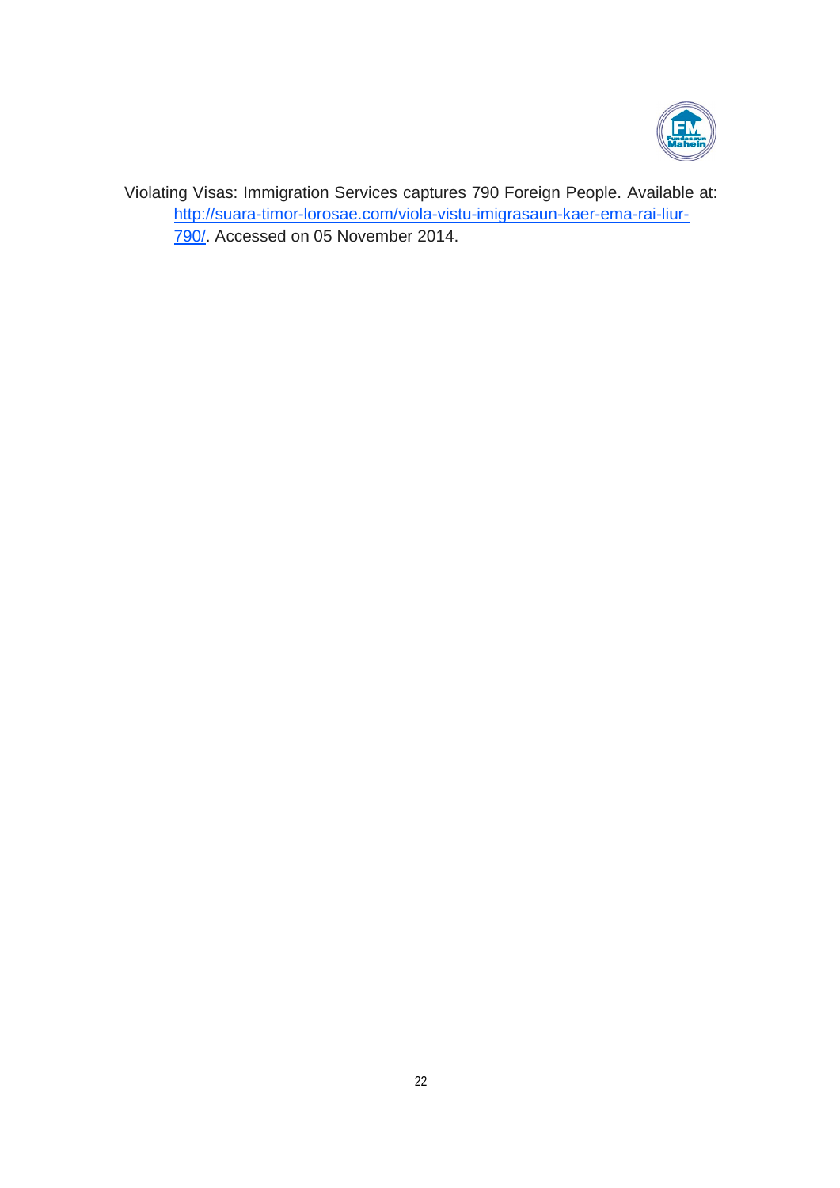Violating Visas: Immigration Services captures 790 Foreign People. Available at: http://suara-timor-lorosae.com/viola-vistu-imigrasaun-kaer-ema-rai-liur-790/. Accessed on 05 November 2014.